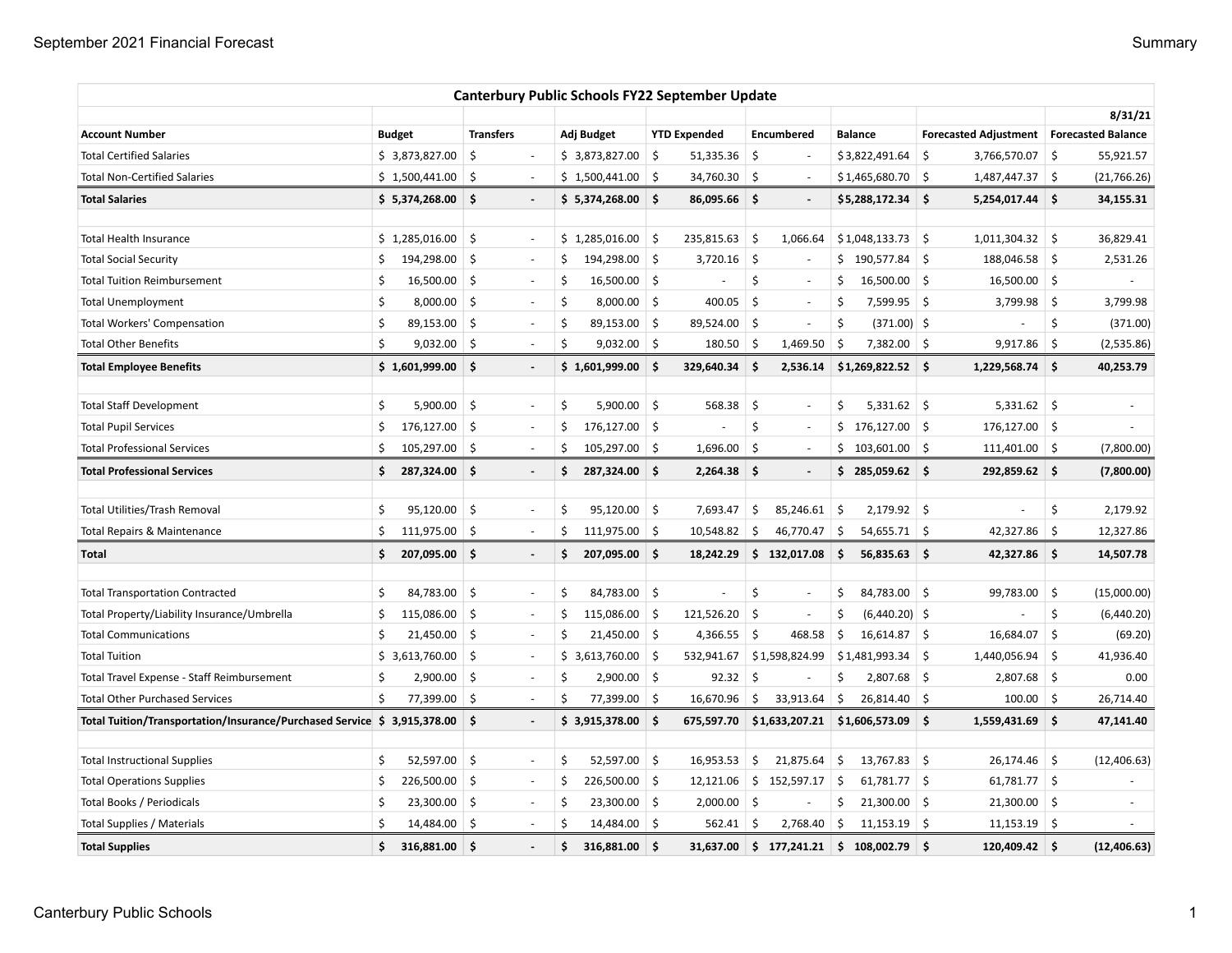| Canterbury Public Schools FY22 September Update | | | | | | | | |
|---|---|---|---|---|---|---|---|---|
| | | | | | | | | 8/31/21 |
| **Account Number** | **Budget** | **Transfers** | **Adj Budget** | **YTD Expended** | **Encumbered** | **Balance** | **Forecasted Adjustment** | **Forecasted Balance** |
| Total Certified Salaries | $ 3,873,827.00 | $ - | $ 3,873,827.00 | $ 51,335.36 | $ - | $ 3,822,491.64 | $ 3,766,570.07 | $ 55,921.57 |
| Total Non-Certified Salaries | $ 1,500,441.00 | $ - | $ 1,500,441.00 | $ 34,760.30 | $ - | $ 1,465,680.70 | $ 1,487,447.37 | $ (21,766.26) |
| **Total Salaries** | **$ 5,374,268.00** | **$ -** | **$ 5,374,268.00** | **$ 86,095.66** | **$ -** | **$ 5,288,172.34** | **$ 5,254,017.44** | **$ 34,155.31** |
| | | | | | | | | |
| Total Health Insurance | $ 1,285,016.00 | $ - | $ 1,285,016.00 | $ 235,815.63 | $ 1,066.64 | $ 1,048,133.73 | $ 1,011,304.32 | $ 36,829.41 |
| Total Social Security | $ 194,298.00 | $ - | $ 194,298.00 | $ 3,720.16 | $ - | $ 190,577.84 | $ 188,046.58 | $ 2,531.26 |
| Total Tuition Reimbursement | $ 16,500.00 | $ - | $ 16,500.00 | $ - | $ - | $ 16,500.00 | $ 16,500.00 | $ - |
| Total Unemployment | $ 8,000.00 | $ - | $ 8,000.00 | $ 400.05 | $ - | $ 7,599.95 | $ 3,799.98 | $ 3,799.98 |
| Total Workers' Compensation | $ 89,153.00 | $ - | $ 89,153.00 | $ 89,524.00 | $ - | $ (371.00) | $ - | $ (371.00) |
| Total Other Benefits | $ 9,032.00 | $ - | $ 9,032.00 | $ 180.50 | $ 1,469.50 | $ 7,382.00 | $ 9,917.86 | $ (2,535.86) |
| **Total Employee Benefits** | **$ 1,601,999.00** | **$ -** | **$ 1,601,999.00** | **$ 329,640.34** | **$ 2,536.14** | **$ 1,269,822.52** | **$ 1,229,568.74** | **$ 40,253.79** |
| | | | | | | | | |
| Total Staff Development | $ 5,900.00 | $ - | $ 5,900.00 | $ 568.38 | $ - | $ 5,331.62 | $ 5,331.62 | $ - |
| Total Pupil Services | $ 176,127.00 | $ - | $ 176,127.00 | $ - | $ - | $ 176,127.00 | $ 176,127.00 | $ - |
| Total Professional Services | $ 105,297.00 | $ - | $ 105,297.00 | $ 1,696.00 | $ - | $ 103,601.00 | $ 111,401.00 | $ (7,800.00) |
| **Total Professional Services** | **$ 287,324.00** | **$ -** | **$ 287,324.00** | **$ 2,264.38** | **$ -** | **$ 285,059.62** | **$ 292,859.62** | **$ (7,800.00)** |
| | | | | | | | | |
| Total Utilities/Trash Removal | $ 95,120.00 | $ - | $ 95,120.00 | $ 7,693.47 | $ 85,246.61 | $ 2,179.92 | $ - | $ 2,179.92 |
| Total Repairs & Maintenance | $ 111,975.00 | $ - | $ 111,975.00 | $ 10,548.82 | $ 46,770.47 | $ 54,655.71 | $ 42,327.86 | $ 12,327.86 |
| **Total** | **$ 207,095.00** | **$ -** | **$ 207,095.00** | **$ 18,242.29** | **$ 132,017.08** | **$ 56,835.63** | **$ 42,327.86** | **$ 14,507.78** |
| | | | | | | | | |
| Total Transportation Contracted | $ 84,783.00 | $ - | $ 84,783.00 | $ - | $ - | $ 84,783.00 | $ 99,783.00 | $ (15,000.00) |
| Total Property/Liability Insurance/Umbrella | $ 115,086.00 | $ - | $ 115,086.00 | $ 121,526.20 | $ - | $ (6,440.20) | $ - | $ (6,440.20) |
| Total Communications | $ 21,450.00 | $ - | $ 21,450.00 | $ 4,366.55 | $ 468.58 | $ 16,614.87 | $ 16,684.07 | $ (69.20) |
| Total Tuition | $ 3,613,760.00 | $ - | $ 3,613,760.00 | $ 532,941.67 | $ 1,598,824.99 | $ 1,481,993.34 | $ 1,440,056.94 | $ 41,936.40 |
| Total Travel Expense - Staff Reimbursement | $ 2,900.00 | $ - | $ 2,900.00 | $ 92.32 | $ - | $ 2,807.68 | $ 2,807.68 | $ 0.00 |
| Total Other Purchased Services | $ 77,399.00 | $ - | $ 77,399.00 | $ 16,670.96 | $ 33,913.64 | $ 26,814.40 | $ 100.00 | $ 26,714.40 |
| **Total Tuition/Transportation/Insurance/Purchased Service** | **$ 3,915,378.00** | **$ -** | **$ 3,915,378.00** | **$ 675,597.70** | **$ 1,633,207.21** | **$ 1,606,573.09** | **$ 1,559,431.69** | **$ 47,141.40** |
| | | | | | | | | |
| Total Instructional Supplies | $ 52,597.00 | $ - | $ 52,597.00 | $ 16,953.53 | $ 21,875.64 | $ 13,767.83 | $ 26,174.46 | $ (12,406.63) |
| Total Operations Supplies | $ 226,500.00 | $ - | $ 226,500.00 | $ 12,121.06 | $ 152,597.17 | $ 61,781.77 | $ 61,781.77 | $ - |
| Total Books / Periodicals | $ 23,300.00 | $ - | $ 23,300.00 | $ 2,000.00 | $ - | $ 21,300.00 | $ 21,300.00 | $ - |
| Total Supplies / Materials | $ 14,484.00 | $ - | $ 14,484.00 | $ 562.41 | $ 2,768.40 | $ 11,153.19 | $ 11,153.19 | $ - |
| **Total Supplies** | **$ 316,881.00** | **$ -** | **$ 316,881.00** | **$ 31,637.00** | **$ 177,241.21** | **$ 108,002.79** | **$ 120,409.42** | **$ (12,406.63)** |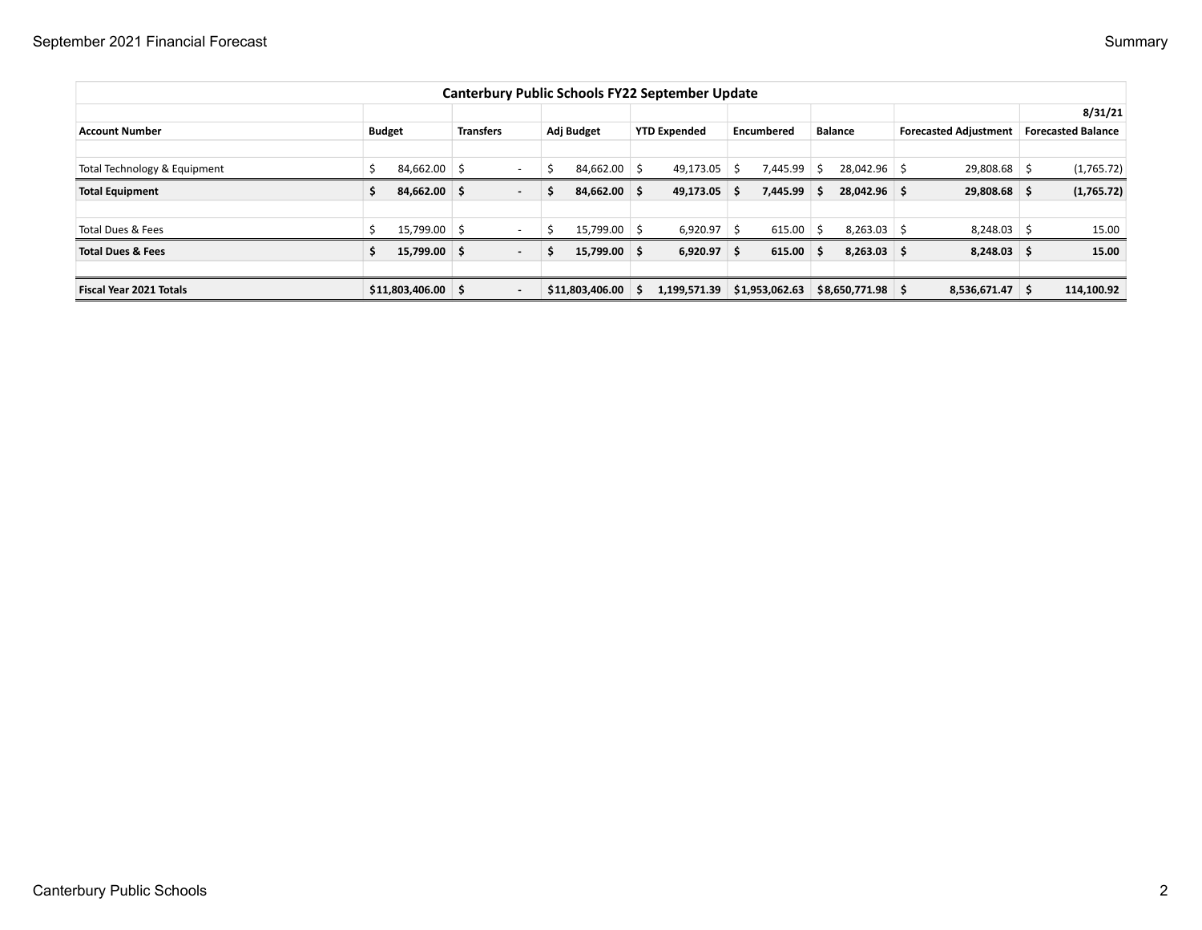| Canterbury Public Schools FY22 September Update | | | | | | | | |
|---|---|---|---|---|---|---|---|---|
| | | | | | | | | 8/31/21 |
| **Account Number** | **Budget** | **Transfers** | **Adj Budget** | **YTD Expended** | **Encumbered** | **Balance** | **Forecasted Adjustment** | **Forecasted Balance** |
| | | | | | | | | |
| Total Technology & Equipment | $ 84,662.00 | $ - | $ 84,662.00 | $ 49,173.05 | $ 7,445.99 | $ 28,042.96 | $ 29,808.68 | $ (1,765.72) |
| **Total Equipment** | **$ 84,662.00** | **$ -** | **$ 84,662.00** | **$ 49,173.05** | **$ 7,445.99** | **$ 28,042.96** | **$ 29,808.68** | **$ (1,765.72)** |
| | | | | | | | | |
| Total Dues & Fees | $ 15,799.00 | $ - | $ 15,799.00 | $ 6,920.97 | $ 615.00 | $ 8,263.03 | $ 8,248.03 | $ 15.00 |
| **Total Dues & Fees** | **$ 15,799.00** | **$ -** | **$ 15,799.00** | **$ 6,920.97** | **$ 615.00** | **$ 8,263.03** | **$ 8,248.03** | **$ 15.00** |
| | | | | | | | | |
| **Fiscal Year 2021 Totals** | **$11,803,406.00** | **$ -** | **$11,803,406.00** | **$ 1,199,571.39** | **$1,953,062.63** | **$8,650,771.98** | **$ 8,536,671.47** | **$ 114,100.92** |